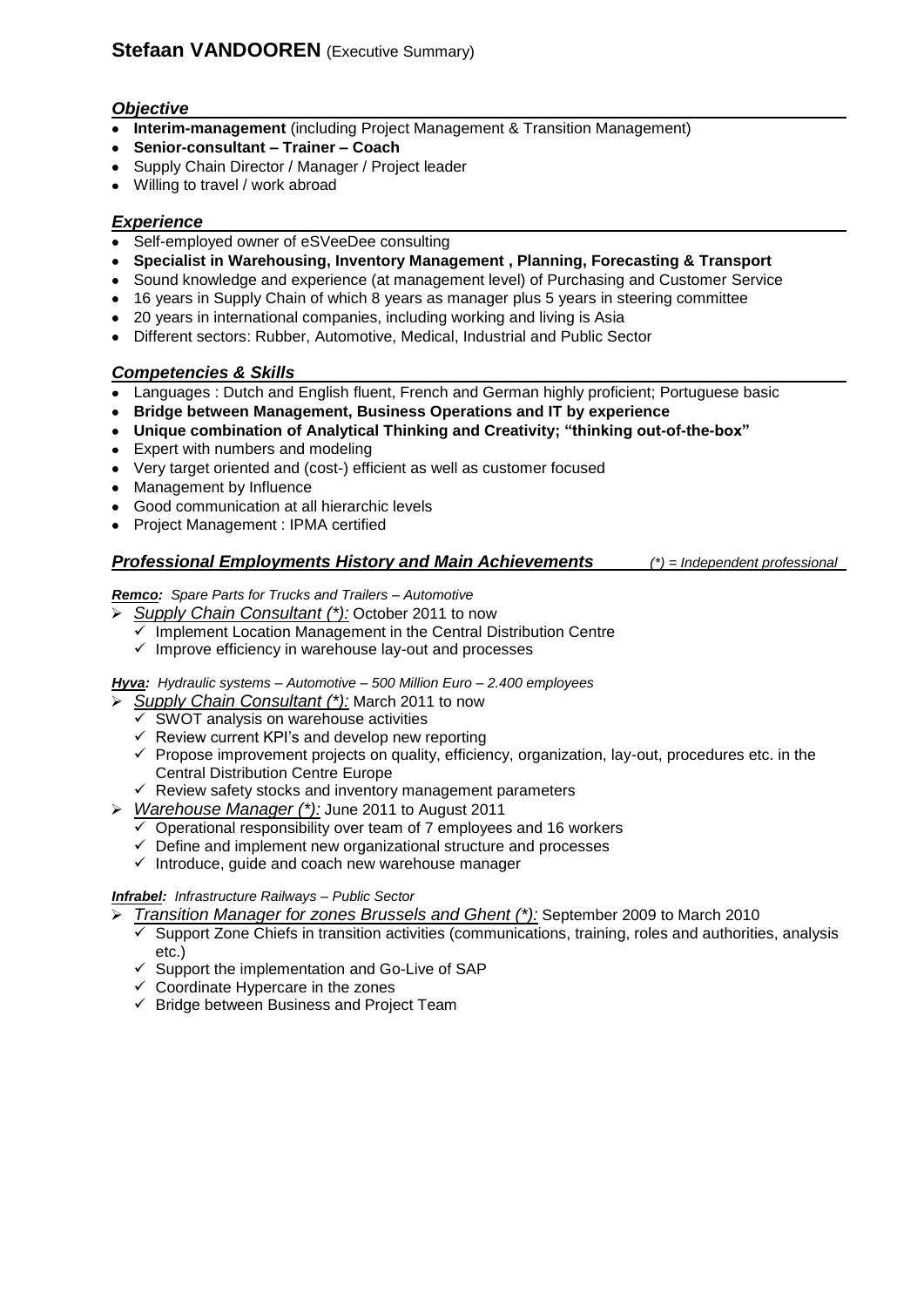# **Stefaan VANDOOREN** (Executive Summary)

## *Objective*

- **Interim-management** (including Project Management & Transition Management)
- **Senior-consultant – Trainer – Coach**
- Supply Chain Director / Manager / Project leader
- Willing to travel / work abroad

## *Experience*

- Self-employed owner of eSVeeDee consulting
- **Specialist in Warehousing, Inventory Management , Planning, Forecasting & Transport**
- Sound knowledge and experience (at management level) of Purchasing and Customer Service
- 16 years in Supply Chain of which 8 years as manager plus 5 years in steering committee
- 20 years in international companies, including working and living is Asia
- Different sectors: Rubber, Automotive, Medical, Industrial and Public Sector

## *Competencies & Skills*

- Languages : Dutch and English fluent, French and German highly proficient; Portuguese basic
- **Bridge between Management, Business Operations and IT by experience**
- **Unique combination of Analytical Thinking and Creativity; "thinking out-of-the-box"**
- Expert with numbers and modeling
- Very target oriented and (cost-) efficient as well as customer focused
- Management by Influence
- Good communication at all hierarchic levels
- Project Management : IPMA certified

## *Professional Employments History and Main Achievements*

*(\*) = Independent professional*

***Remco:*** *Spare Parts for Trucks and Trailers – Automotive*

- *Supply Chain Consultant (*)*: October 2011 to now
  - ✓ Implement Location Management in the Central Distribution Centre
  - ✓ Improve efficiency in warehouse lay-out and processes

***Hyva:*** *Hydraulic systems – Automotive – 500 Million Euro – 2.400 employees*

- *Supply Chain Consultant (*)*: March 2011 to now
  - ✓ SWOT analysis on warehouse activities
  - ✓ Review current KPI's and develop new reporting
  - ✓ Propose improvement projects on quality, efficiency, organization, lay-out, procedures etc. in the Central Distribution Centre Europe
  - ✓ Review safety stocks and inventory management parameters
- *Warehouse Manager (*)*: June 2011 to August 2011
  - ✓ Operational responsibility over team of 7 employees and 16 workers
  - ✓ Define and implement new organizational structure and processes
  - ✓ Introduce, guide and coach new warehouse manager

***Infrabel:*** *Infrastructure Railways – Public Sector*

- *Transition Manager for zones Brussels and Ghent (*)*: September 2009 to March 2010
  - ✓ Support Zone Chiefs in transition activities (communications, training, roles and authorities, analysis etc.)
  - ✓ Support the implementation and Go-Live of SAP
  - ✓ Coordinate Hypercare in the zones
  - ✓ Bridge between Business and Project Team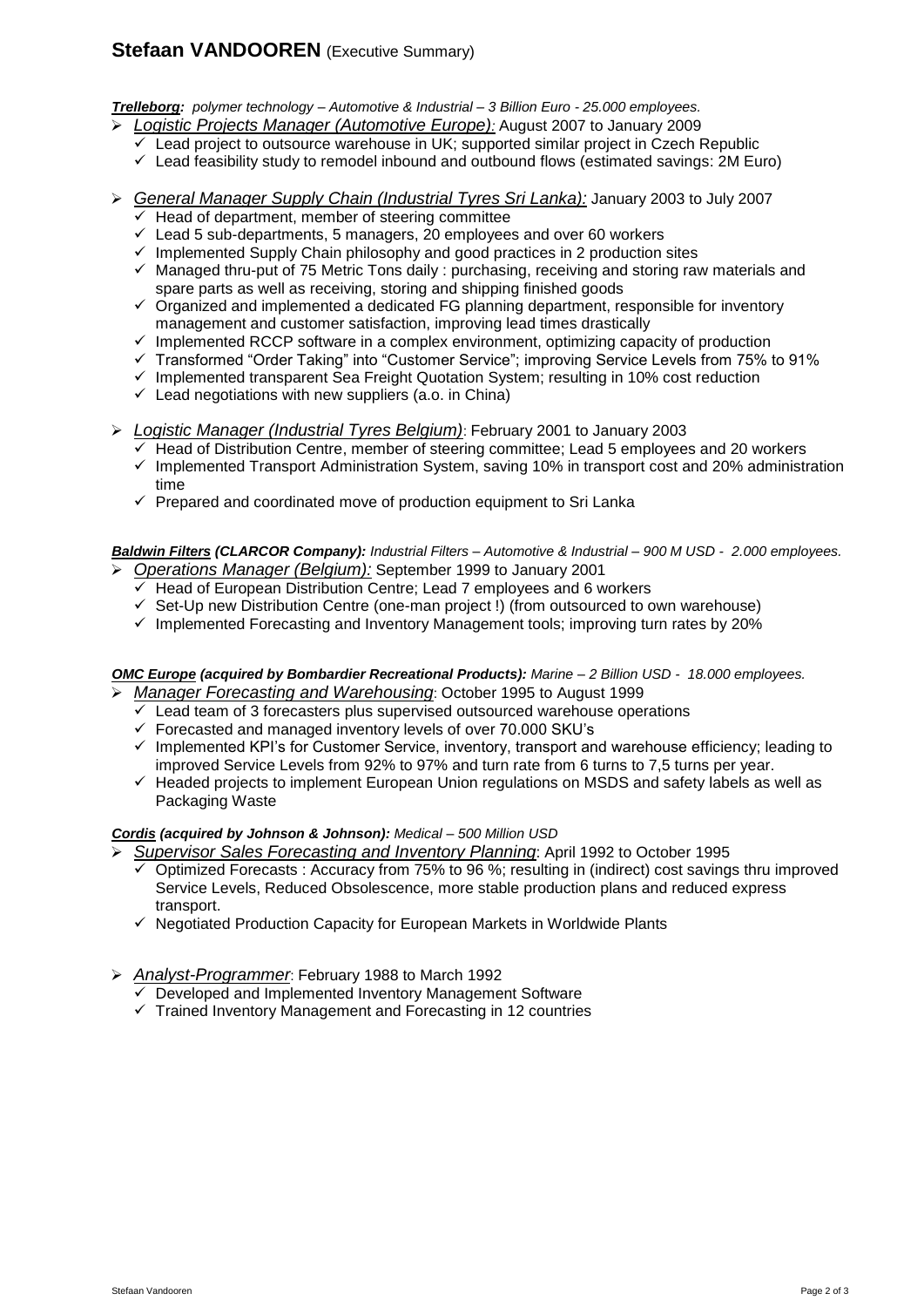## **Stefaan VANDOOREN** (Executive Summary)

***Trelleborg**: polymer technology – Automotive & Industrial – 3 Billion Euro - 25.000 employees.*

- *Logistic Projects Manager (Automotive Europe)*: August 2007 to January 2009
  - ✓ Lead project to outsource warehouse in UK; supported similar project in Czech Republic
  - ✓ Lead feasibility study to remodel inbound and outbound flows (estimated savings: 2M Euro)

- *General Manager Supply Chain (Industrial Tyres Sri Lanka):* January 2003 to July 2007
  - ✓ Head of department, member of steering committee
  - ✓ Lead 5 sub-departments, 5 managers, 20 employees and over 60 workers
  - ✓ Implemented Supply Chain philosophy and good practices in 2 production sites
  - ✓ Managed thru-put of 75 Metric Tons daily : purchasing, receiving and storing raw materials and spare parts as well as receiving, storing and shipping finished goods
  - ✓ Organized and implemented a dedicated FG planning department, responsible for inventory management and customer satisfaction, improving lead times drastically
  - ✓ Implemented RCCP software in a complex environment, optimizing capacity of production
  - ✓ Transformed "Order Taking" into "Customer Service"; improving Service Levels from 75% to 91%
  - ✓ Implemented transparent Sea Freight Quotation System; resulting in 10% cost reduction
  - ✓ Lead negotiations with new suppliers (a.o. in China)

- *Logistic Manager (Industrial Tyres Belgium)*: February 2001 to January 2003
  - ✓ Head of Distribution Centre, member of steering committee; Lead 5 employees and 20 workers
  - ✓ Implemented Transport Administration System, saving 10% in transport cost and 20% administration time
  - ✓ Prepared and coordinated move of production equipment to Sri Lanka

***Baldwin Filters (CLARCOR Company):** Industrial Filters – Automotive & Industrial – 900 M USD - 2.000 employees.*

- *Operations Manager (Belgium):* September 1999 to January 2001
  - ✓ Head of European Distribution Centre; Lead 7 employees and 6 workers
  - ✓ Set-Up new Distribution Centre (one-man project !) (from outsourced to own warehouse)
  - ✓ Implemented Forecasting and Inventory Management tools; improving turn rates by 20%

***OMC Europe (acquired by Bombardier Recreational Products):** Marine – 2 Billion USD - 18.000 employees.*

- *Manager Forecasting and Warehousing*: October 1995 to August 1999
  - ✓ Lead team of 3 forecasters plus supervised outsourced warehouse operations
  - ✓ Forecasted and managed inventory levels of over 70.000 SKU's
  - ✓ Implemented KPI's for Customer Service, inventory, transport and warehouse efficiency; leading to improved Service Levels from 92% to 97% and turn rate from 6 turns to 7,5 turns per year.
  - ✓ Headed projects to implement European Union regulations on MSDS and safety labels as well as Packaging Waste

***Cordis (acquired by Johnson & Johnson):** Medical – 500 Million USD*

- *Supervisor Sales Forecasting and Inventory Planning*: April 1992 to October 1995
  - ✓ Optimized Forecasts : Accuracy from 75% to 96 %; resulting in (indirect) cost savings thru improved Service Levels, Reduced Obsolescence, more stable production plans and reduced express transport.
  - ✓ Negotiated Production Capacity for European Markets in Worldwide Plants

- *Analyst-Programmer*: February 1988 to March 1992
  - ✓ Developed and Implemented Inventory Management Software
  - ✓ Trained Inventory Management and Forecasting in 12 countries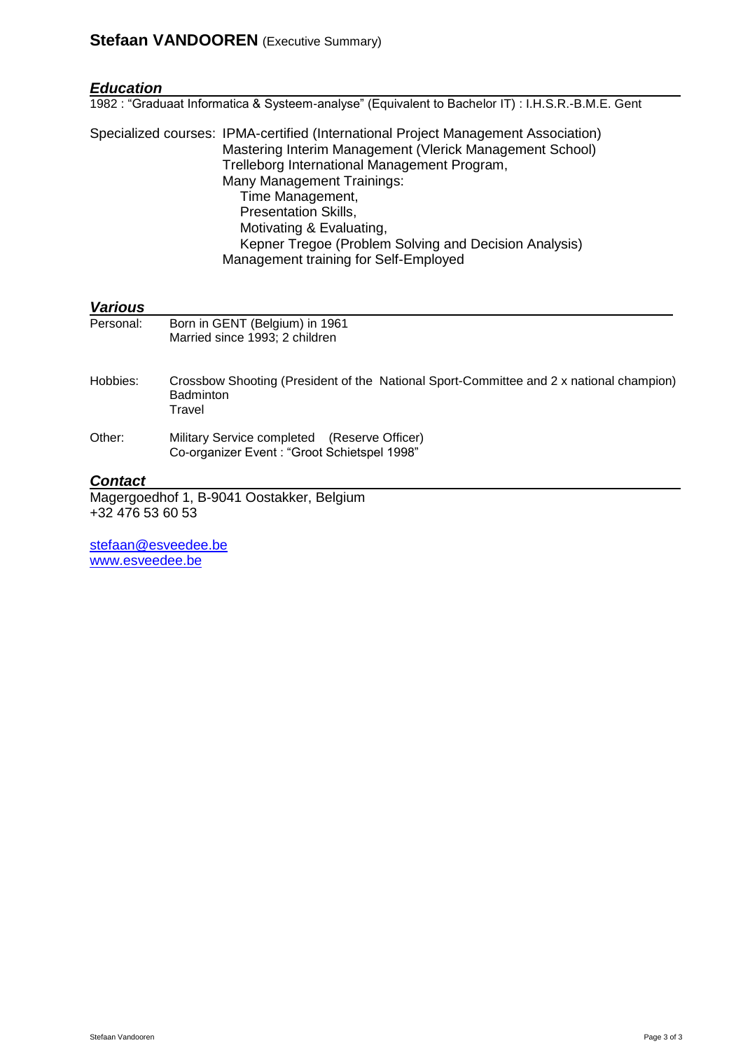## Education

1982 : "Graduaat Informatica & Systeem-analyse" (Equivalent to Bachelor IT) : I.H.S.R.-B.M.E. Gent

Specialized courses: IPMA-certified (International Project Management Association)
- Mastering Interim Management (Vlerick Management School)
- Trelleborg International Management Program,
- Many Management Trainings:
  - Time Management,
  - Presentation Skills,
  - Motivating & Evaluating,
  - Kepner Tregoe (Problem Solving and Decision Analysis)
- Management training for Self-Employed

## Various

| | |
|---|---|
| Personal: | Born in GENT (Belgium) in 1961<br>Married since 1993; 2 children |
| Hobbies: | Crossbow Shooting (President of the National Sport-Committee and 2 x national champion)<br>Badminton<br>Travel |
| Other: | Military Service completed (Reserve Officer)<br>Co-organizer Event : "Groot Schietspel 1998" |

## Contact

Magergoedhof 1, B-9041 Oostakker, Belgium
+32 476 53 60 53

stefaan@esveedee.be
www.esveedee.be